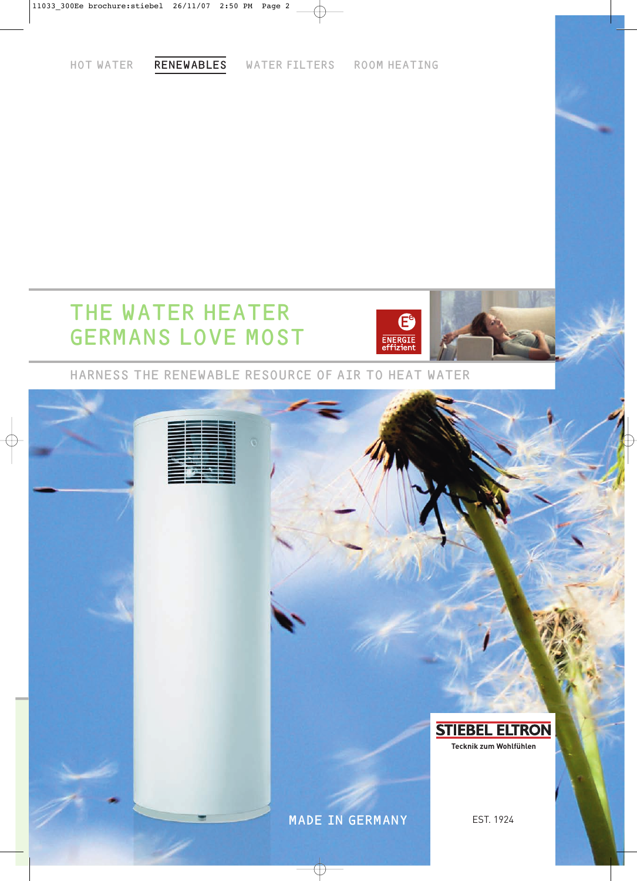HOT WATER RENEWABLES WATER FILTERS ROOM HEATING

# THE WATER HEATER GERMANS LOVE MOST

ENERGIE effizient

## HARNESS THE RENEWABLE RESOURCE OF AIR TO HEAT WATER

STIEBEL ELTRON

Tecknik zum Wohlfühlen

MADE IN GERMANY

EST. 1924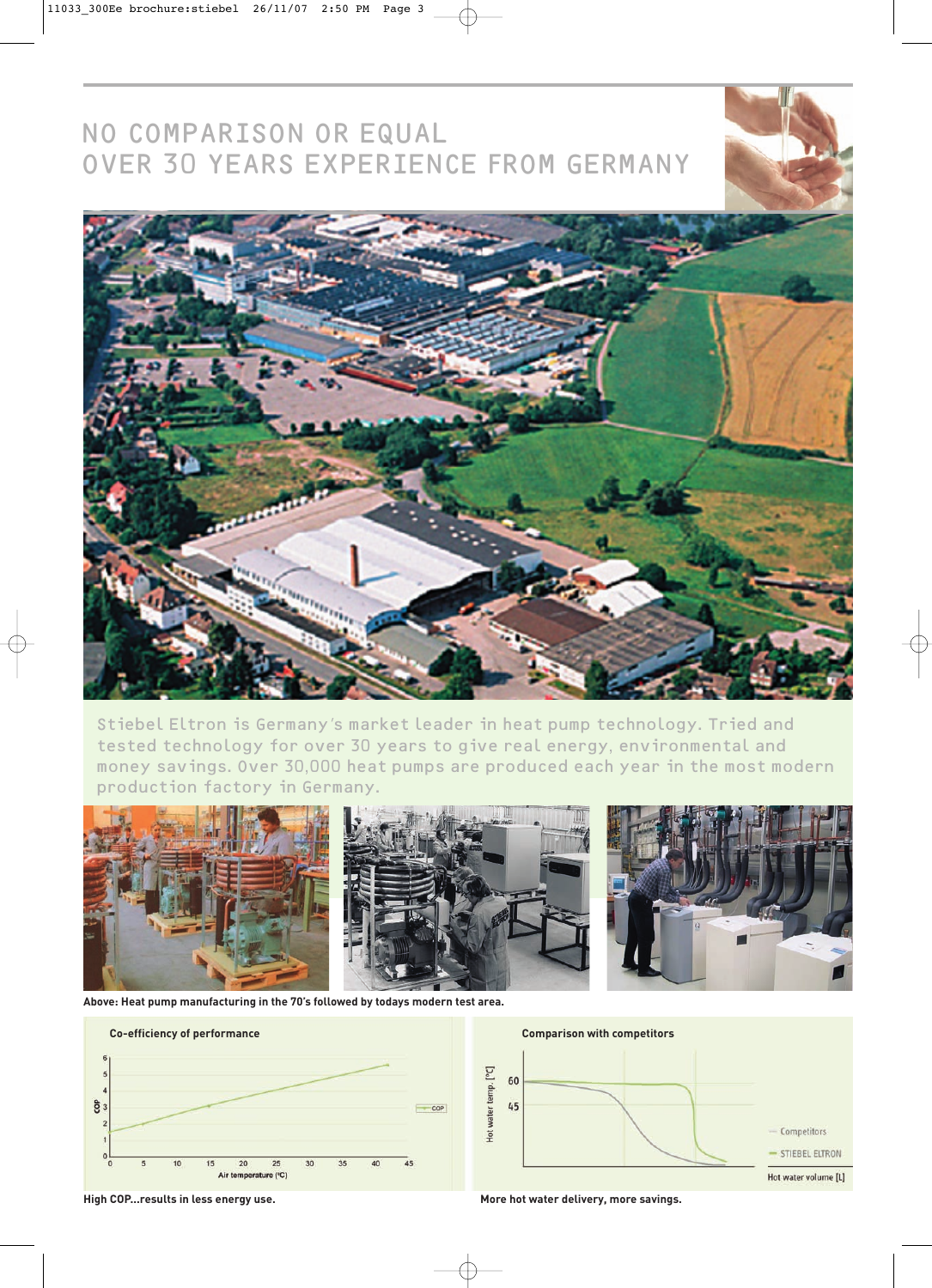# NO COMPARISON OR EQUAL
# OVER 30 YEARS EXPERIENCE FROM GERMANY

Stiebel Eltron is Germany's market leader in heat pump technology. Tried and tested technology for over 30 years to give real energy, environmental and money savings. Over 30,000 heat pumps are produced each year in the most modern production factory in Germany.

**Above: Heat pump manufacturing in the 70's followed by todays modern test area.**

**Co-efficiency of performance**

COP

Air temperature (°C)

**High COP...results in less energy use.**

**Comparison with competitors**

Hot water temp. [°C]

Competitors

STIEBEL ELTRON

Hot water volume [L]

**More hot water delivery, more savings.**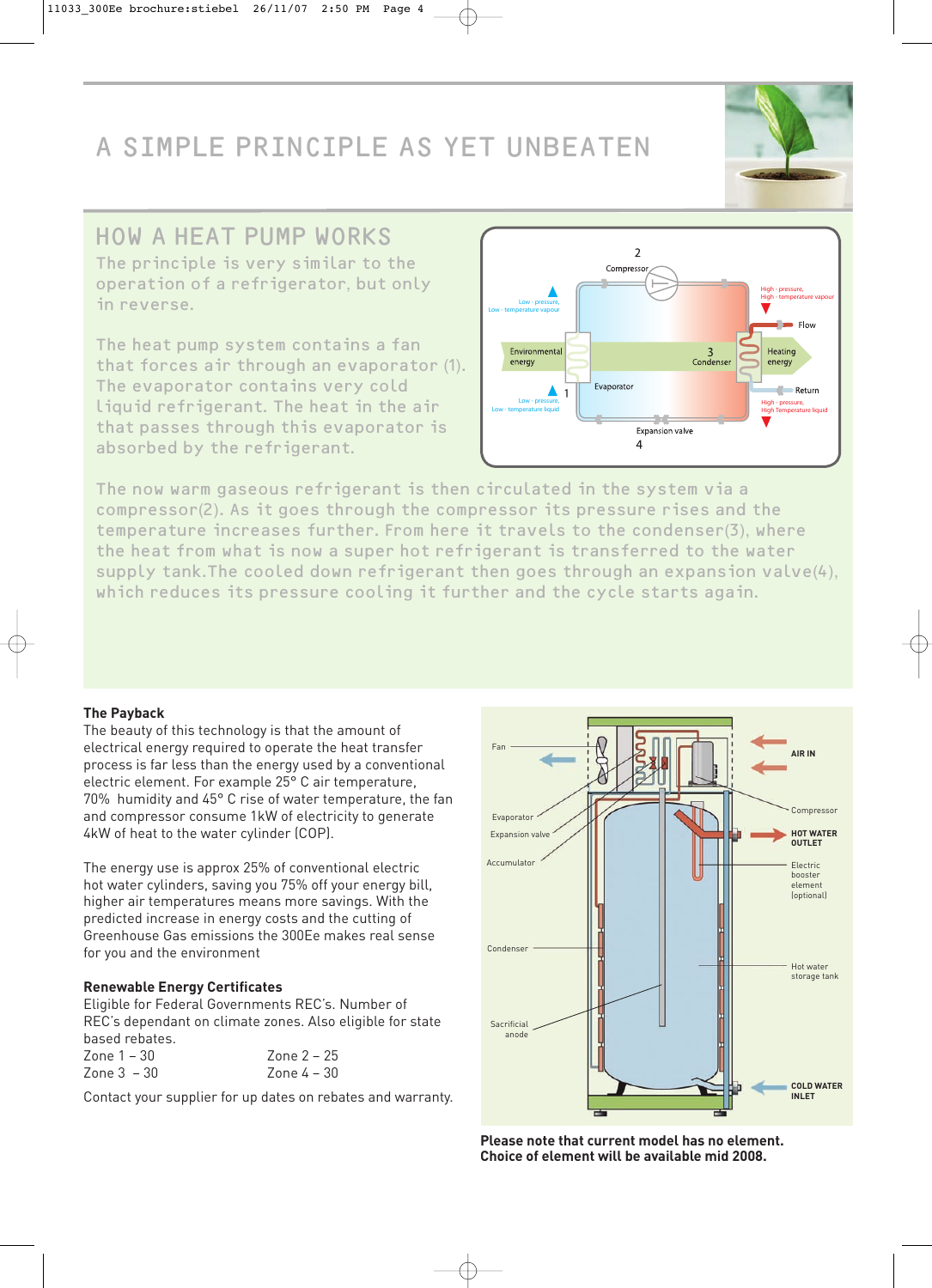# A SIMPLE PRINCIPLE AS YET UNBEATEN

## HOW A HEAT PUMP WORKS

The principle is very similar to the operation of a refrigerator, but only in reverse.

The heat pump system contains a fan that forces air through an evaporator (1). The evaporator contains very cold liquid refrigerant. The heat in the air that passes through this evaporator is absorbed by the refrigerant.

The now warm gaseous refrigerant is then circulated in the system via a compressor(2). As it goes through the compressor its pressure rises and the temperature increases further. From here it travels to the condenser(3), where the heat from what is now a super hot refrigerant is transferred to the water supply tank.The cooled down refrigerant then goes through an expansion valve(4), which reduces its pressure cooling it further and the cycle starts again.

### The Payback

The beauty of this technology is that the amount of electrical energy required to operate the heat transfer process is far less than the energy used by a conventional electric element. For example 25° C air temperature, 70% humidity and 45° C rise of water temperature, the fan and compressor consume 1kW of electricity to generate 4kW of heat to the water cylinder (COP).

The energy use is approx 25% of conventional electric hot water cylinders, saving you 75% off your energy bill, higher air temperatures means more savings. With the predicted increase in energy costs and the cutting of Greenhouse Gas emissions the 300Ee makes real sense for you and the environment

### Renewable Energy Certificates

Eligible for Federal Governments REC's. Number of REC's dependant on climate zones. Also eligible for state based rebates.

Zone 1 – 30 Zone 2 – 25
Zone 3 – 30 Zone 4 – 30

Contact your supplier for up dates on rebates and warranty.

**Please note that current model has no element. Choice of element will be available mid 2008.**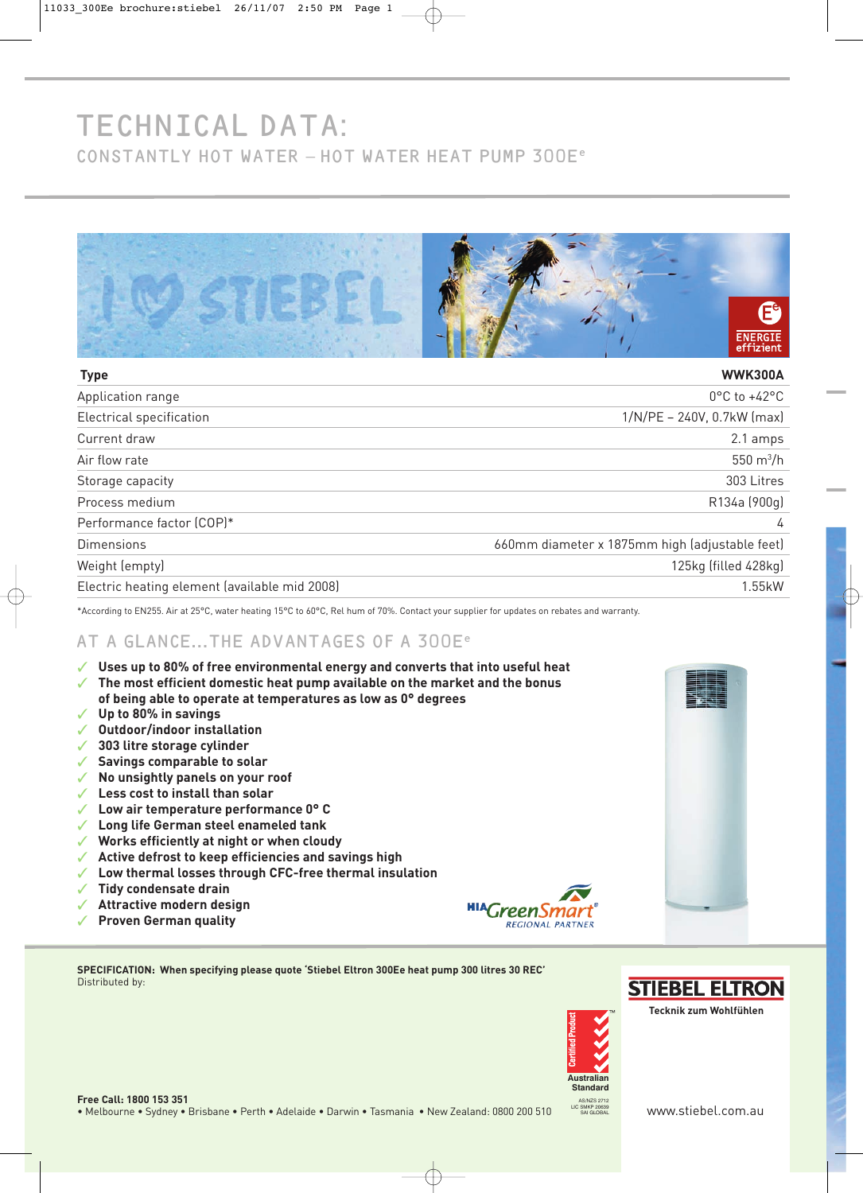# TECHNICAL DATA:

## CONSTANTLY HOT WATER – HOT WATER HEAT PUMP 300Ee

| Type | WWK300A |
|---|---|
| Application range | 0°C to +42°C |
| Electrical specification | 1/N/PE – 240V, 0.7kW (max) |
| Current draw | 2.1 amps |
| Air flow rate | 550 $m^3$/h |
| Storage capacity | 303 Litres |
| Process medium | R134a (900g) |
| Performance factor (COP)* | 4 |
| Dimensions | 660mm diameter x 1875mm high (adjustable feet) |
| Weight (empty) | 125kg (filled 428kg) |
| Electric heating element (available mid 2008) | 1.55kW |

*According to EN255. Air at 25°C, water heating 15°C to 60°C, Rel hum of 70%. Contact your supplier for updates on rebates and warranty.

## AT A GLANCE...THE ADVANTAGES OF A 300Ee

- ✓ **Uses up to 80% of free environmental energy and converts that into useful heat**
- ✓ **The most efficient domestic heat pump available on the market and the bonus of being able to operate at temperatures as low as 0° degrees**
- ✓ **Up to 80% in savings**
- ✓ **Outdoor/indoor installation**
- ✓ **303 litre storage cylinder**
- ✓ **Savings comparable to solar**
- ✓ **No unsightly panels on your roof**
- ✓ **Less cost to install than solar**
- ✓ **Low air temperature performance 0° C**
- ✓ **Long life German steel enameled tank**
- ✓ **Works efficiently at night or when cloudy**
- ✓ **Active defrost to keep efficiencies and savings high**
- ✓ **Low thermal losses through CFC-free thermal insulation**
- ✓ **Tidy condensate drain**
- ✓ **Attractive modern design**
- ✓ **Proven German quality**

HIA GreenSmart REGIONAL PARTNER

**SPECIFICATION: When specifying please quote 'Stiebel Eltron 300Ee heat pump 300 litres 30 REC'**
Distributed by:

Certified Product Australian Standard AS/NZS 2712 LIC SMKP 20639 SAI GLOBAL

**STIEBEL ELTRON**
**Tecknik zum Wohlfühlen**

**Free Call: 1800 153 351**
• Melbourne • Sydney • Brisbane • Perth • Adelaide • Darwin • Tasmania • New Zealand: 0800 200 510

www.stiebel.com.au